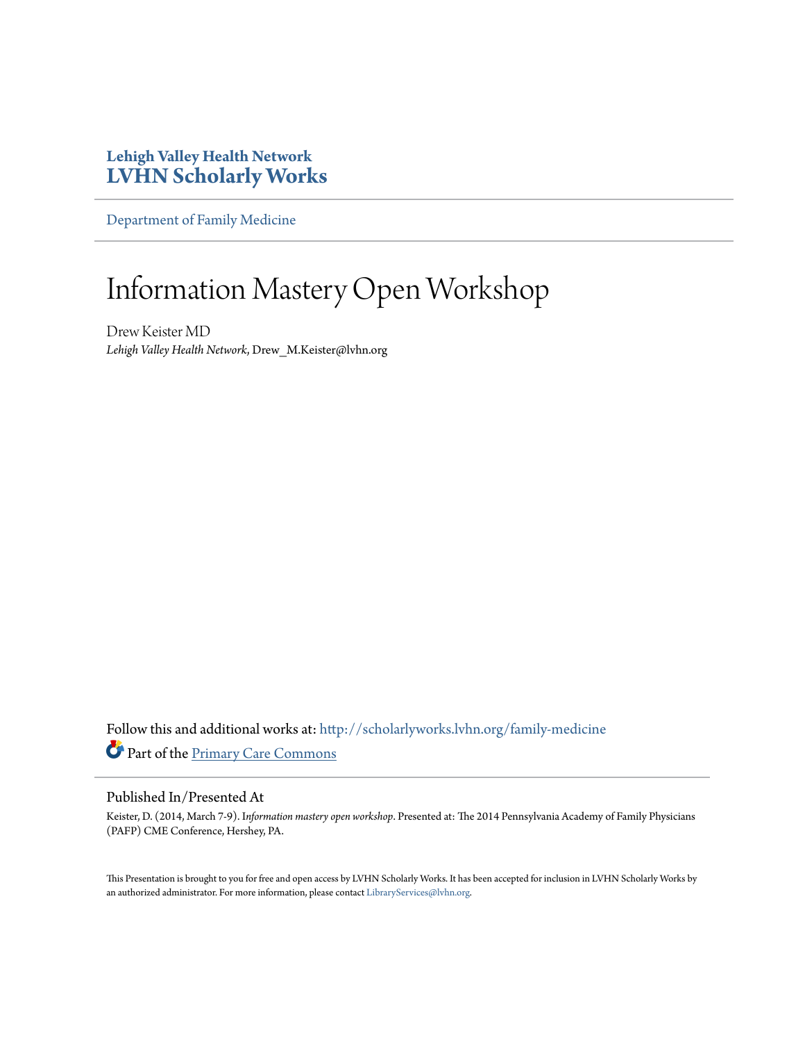Lehigh Valley Health Network
**LVHN Scholarly Works**

Department of Family Medicine

# Information Mastery Open Workshop

Drew Keister MD
*Lehigh Valley Health Network*, Drew_M.Keister@lvhn.org

Follow this and additional works at: http://scholarlyworks.lvhn.org/family-medicine
Part of the Primary Care Commons

## Published In/Presented At

Keister, D. (2014, March 7-9). I*nformation mastery open workshop*. Presented at: The 2014 Pennsylvania Academy of Family Physicians (PAFP) CME Conference, Hershey, PA.

This Presentation is brought to you for free and open access by LVHN Scholarly Works. It has been accepted for inclusion in LVHN Scholarly Works by an authorized administrator. For more information, please contact LibraryServices@lvhn.org.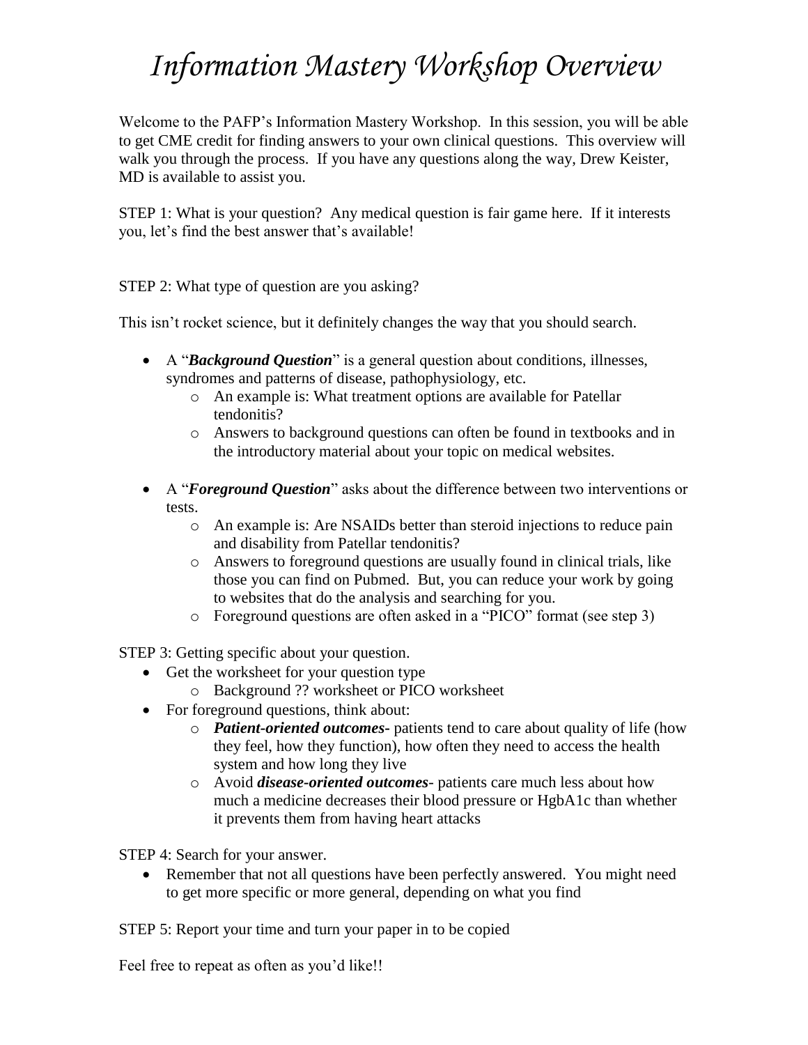# *Information Mastery Workshop Overview*

Welcome to the PAFP's Information Mastery Workshop. In this session, you will be able to get CME credit for finding answers to your own clinical questions. This overview will walk you through the process. If you have any questions along the way, Drew Keister, MD is available to assist you.

STEP 1: What is your question? Any medical question is fair game here. If it interests you, let's find the best answer that's available!

STEP 2: What type of question are you asking?

This isn't rocket science, but it definitely changes the way that you should search.

- A "***Background Question***" is a general question about conditions, illnesses, syndromes and patterns of disease, pathophysiology, etc.
    - An example is: What treatment options are available for Patellar tendonitis?
    - Answers to background questions can often be found in textbooks and in the introductory material about your topic on medical websites.
- A "***Foreground Question***" asks about the difference between two interventions or tests.
    - An example is: Are NSAIDs better than steroid injections to reduce pain and disability from Patellar tendonitis?
    - Answers to foreground questions are usually found in clinical trials, like those you can find on Pubmed. But, you can reduce your work by going to websites that do the analysis and searching for you.
    - Foreground questions are often asked in a "PICO" format (see step 3)

STEP 3: Getting specific about your question.

- Get the worksheet for your question type
    - Background ?? worksheet or PICO worksheet
- For foreground questions, think about:
    - ***Patient-oriented outcomes-*** patients tend to care about quality of life (how they feel, how they function), how often they need to access the health system and how long they live
    - Avoid ***disease-oriented outcomes***- patients care much less about how much a medicine decreases their blood pressure or HgbA1c than whether it prevents them from having heart attacks

STEP 4: Search for your answer.

- Remember that not all questions have been perfectly answered. You might need to get more specific or more general, depending on what you find

STEP 5: Report your time and turn your paper in to be copied

Feel free to repeat as often as you'd like!!